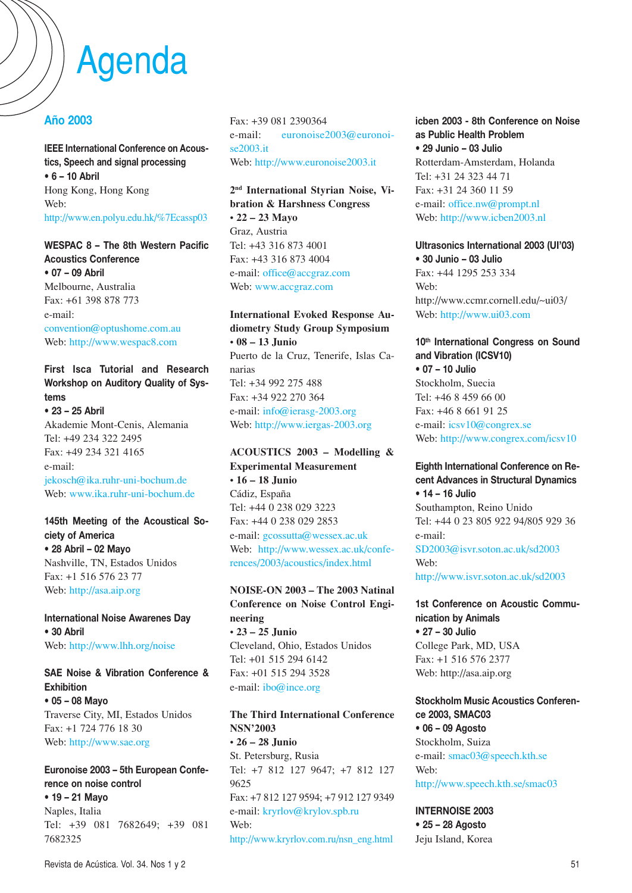# Agenda

## Año 2003

**IEEE International Conference on Acoustics, Speech and signal processing**
**• 6 – 10 Abril**
Hong Kong, Hong Kong
Web:
http://www.en.polyu.edu.hk/%7Ecassp03

**WESPAC 8 – The 8th Western Pacific Acoustics Conference**
**• 07 – 09 Abril**
Melbourne, Australia
Fax: +61 398 878 773
e-mail:
convention@optushome.com.au
Web: http://www.wespac8.com

**First Isca Tutorial and Research Workshop on Auditory Quality of Systems**
**• 23 – 25 Abril**
Akademie Mont-Cenis, Alemania
Tel: +49 234 322 2495
Fax: +49 234 321 4165
e-mail:
jekosch@ika.ruhr-uni-bochum.de
Web: www.ika.ruhr-uni-bochum.de

**145th Meeting of the Acoustical Society of America**
**• 28 Abril – 02 Mayo**
Nashville, TN, Estados Unidos
Fax: +1 516 576 23 77
Web: http://asa.aip.org

**International Noise Awarenes Day**
**• 30 Abril**
Web: http://www.lhh.org/noise

**SAE Noise & Vibration Conference & Exhibition**
**• 05 – 08 Mayo**
Traverse City, MI, Estados Unidos
Fax: +1 724 776 18 30
Web: http://www.sae.org

**Euronoise 2003 – 5th European Conference on noise control**
**• 19 – 21 Mayo**
Naples, Italia
Tel: +39 081 7682649; +39 081 7682325
Fax: +39 081 2390364
e-mail: euronoise2003@euronoise2003.it
Web: http://www.euronoise2003.it

**2nd International Styrian Noise, Vibration & Harshness Congress**
**• 22 – 23 Mayo**
Graz, Austria
Tel: +43 316 873 4001
Fax: +43 316 873 4004
e-mail: office@accgraz.com
Web: www.accgraz.com

**International Evoked Response Audiometry Study Group Symposium**
**• 08 – 13 Junio**
Puerto de la Cruz, Tenerife, Islas Canarias
Tel: +34 992 275 488
Fax: +34 922 270 364
e-mail: info@ierasg-2003.org
Web: http://www.iergas-2003.org

**ACOUSTICS 2003 – Modelling & Experimental Measurement**
**• 16 – 18 Junio**
Cádiz, España
Tel: +44 0 238 029 3223
Fax: +44 0 238 029 2853
e-mail: gcossutta@wessex.ac.uk
Web: http://www.wessex.ac.uk/conferences/2003/acoustics/index.html

**NOISE-ON 2003 – The 2003 Natinal Conference on Noise Control Engineering**
**• 23 – 25 Junio**
Cleveland, Ohio, Estados Unidos
Tel: +01 515 294 6142
Fax: +01 515 294 3528
e-mail: ibo@ince.org

**The Third International Conference NSN'2003**
**• 26 – 28 Junio**
St. Petersburg, Rusia
Tel: +7 812 127 9647; +7 812 127 9625
Fax: +7 812 127 9594; +7 912 127 9349
e-mail: kryrlov@krylov.spb.ru
Web:
http://www.kryrlov.com.ru/nsn_eng.html

**icben 2003 - 8th Conference on Noise as Public Health Problem**
**• 29 Junio – 03 Julio**
Rotterdam-Amsterdam, Holanda
Tel: +31 24 323 44 71
Fax: +31 24 360 11 59
e-mail: office.nw@prompt.nl
Web: http://www.icben2003.nl

**Ultrasonics International 2003 (UI'03)**
**• 30 Junio – 03 Julio**
Fax: +44 1295 253 334
Web:
http://www.ccmr.cornell.edu/~ui03/
Web: http://www.ui03.com

**10th International Congress on Sound and Vibration (ICSV10)**
**• 07 – 10 Julio**
Stockholm, Suecia
Tel: +46 8 459 66 00
Fax: +46 8 661 91 25
e-mail: icsv10@congrex.se
Web: http://www.congrex.com/icsv10

**Eighth International Conference on Recent Advances in Structural Dynamics**
**• 14 – 16 Julio**
Southampton, Reino Unido
Tel: +44 0 23 805 922 94/805 929 36
e-mail:
SD2003@isvr.soton.ac.uk/sd2003
Web:
http://www.isvr.soton.ac.uk/sd2003

**1st Conference on Acoustic Communication by Animals**
**• 27 – 30 Julio**
College Park, MD, USA
Fax: +1 516 576 2377
Web: http://asa.aip.org

**Stockholm Music Acoustics Conference 2003, SMAC03**
**• 06 – 09 Agosto**
Stockholm, Suiza
e-mail: smac03@speech.kth.se
Web:
http://www.speech.kth.se/smac03

**INTERNOISE 2003**
**• 25 – 28 Agosto**
Jeju Island, Korea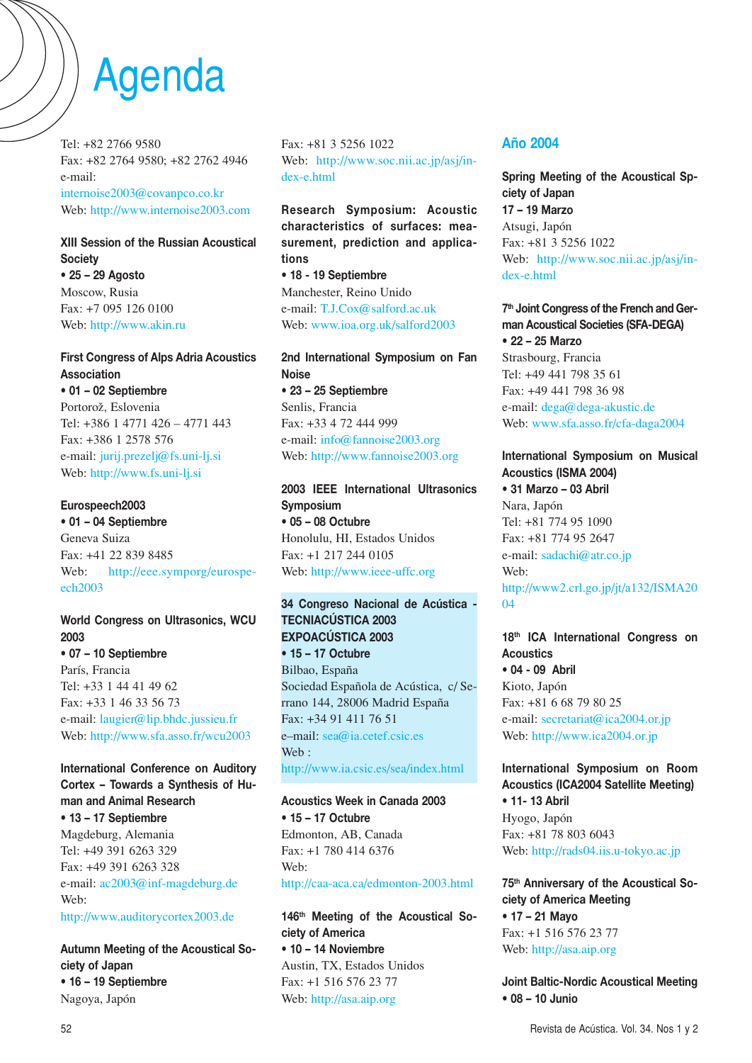# Agenda

Tel: +82 2766 9580
Fax: +82 2764 9580; +82 2762 4946
e-mail:
internoise2003@covanpco.co.kr
Web: http://www.internoise2003.com

**XIII Session of the Russian Acoustical Society**
**• 25 – 29 Agosto**
Moscow, Rusia
Fax: +7 095 126 0100
Web: http://www.akin.ru

**First Congress of Alps Adria Acoustics Association**
**• 01 – 02 Septiembre**
Portorož, Eslovenia
Tel: +386 1 4771 426 – 4771 443
Fax: +386 1 2578 576
e-mail: jurij.prezelj@fs.uni-lj.si
Web: http://www.fs.uni-lj.si

**Eurospeech2003**
**• 01 – 04 Septiembre**
Geneva Suiza
Fax: +41 22 839 8485
Web: http://eee.symporg/eurospeech2003

**World Congress on Ultrasonics, WCU 2003**
**• 07 – 10 Septiembre**
París, Francia
Tel: +33 1 44 41 49 62
Fax: +33 1 46 33 56 73
e-mail: laugier@lip.bhdc.jussieu.fr
Web: http://www.sfa.asso.fr/wcu2003

**International Conference on Auditory Cortex – Towards a Synthesis of Human and Animal Research**
**• 13 – 17 Septiembre**
Magdeburg, Alemania
Tel: +49 391 6263 329
Fax: +49 391 6263 328
e-mail: ac2003@inf-magdeburg.de
Web:
http://www.auditorycortex2003.de

**Autumn Meeting of the Acoustical Society of Japan**
**• 16 – 19 Septiembre**
Nagoya, Japón
Fax: +81 3 5256 1022
Web: http://www.soc.nii.ac.jp/asj/index-e.html

**Research Symposium: Acoustic characteristics of surfaces: measurement, prediction and applications**
**• 18 - 19 Septiembre**
Manchester, Reino Unido
e-mail: T.J.Cox@salford.ac.uk
Web: www.ioa.org.uk/salford2003

**2nd International Symposium on Fan Noise**
**• 23 – 25 Septiembre**
Senlis, Francia
Fax: +33 4 72 444 999
e-mail: info@fannoise2003.org
Web: http://www.fannoise2003.org

**2003 IEEE International Ultrasonics Symposium**
**• 05 – 08 Octubre**
Honolulu, HI, Estados Unidos
Fax: +1 217 244 0105
Web: http://www.ieee-uffc.org

**34 Congreso Nacional de Acústica - TECNIACÚSTICA 2003 EXPOACÚSTICA 2003**
**• 15 – 17 Octubre**
Bilbao, España
Sociedad Española de Acústica, c/ Serrano 144, 28006 Madrid España
Fax: +34 91 411 76 51
e–mail: sea@ia.cetef.csic.es
Web :
http://www.ia.csic.es/sea/index.html

**Acoustics Week in Canada 2003**
**• 15 – 17 Octubre**
Edmonton, AB, Canada
Fax: +1 780 414 6376
Web:
http://caa-aca.ca/edmonton-2003.html

**146th Meeting of the Acoustical Society of America**
**• 10 – 14 Noviembre**
Austin, TX, Estados Unidos
Fax: +1 516 576 23 77
Web: http://asa.aip.org

## Año 2004

**Spring Meeting of the Acoustical Society of Japan**
**17 – 19 Marzo**
Atsugi, Japón
Fax: +81 3 5256 1022
Web: http://www.soc.nii.ac.jp/asj/index-e.html

**7th Joint Congress of the French and German Acoustical Societies (SFA-DEGA)**
**• 22 – 25 Marzo**
Strasbourg, Francia
Tel: +49 441 798 35 61
Fax: +49 441 798 36 98
e-mail: dega@dega-akustic.de
Web: www.sfa.asso.fr/cfa-daga2004

**International Symposium on Musical Acoustics (ISMA 2004)**
**• 31 Marzo – 03 Abril**
Nara, Japón
Tel: +81 774 95 1090
Fax: +81 774 95 2647
e-mail: sadachi@atr.co.jp
Web:
http://www2.crl.go.jp/jt/a132/ISMA2004

**18th ICA International Congress on Acoustics**
**• 04 - 09 Abril**
Kioto, Japón
Fax: +81 6 68 79 80 25
e-mail: secretariat@ica2004.or.jp
Web: http://www.ica2004.or.jp

**International Symposium on Room Acoustics (ICA2004 Satellite Meeting)**
**• 11- 13 Abril**
Hyogo, Japón
Fax: +81 78 803 6043
Web: http://rads04.iis.u-tokyo.ac.jp

**75th Anniversary of the Acoustical Society of America Meeting**
**• 17 – 21 Mayo**
Fax: +1 516 576 23 77
Web: http://asa.aip.org

**Joint Baltic-Nordic Acoustical Meeting**
**• 08 – 10 Junio**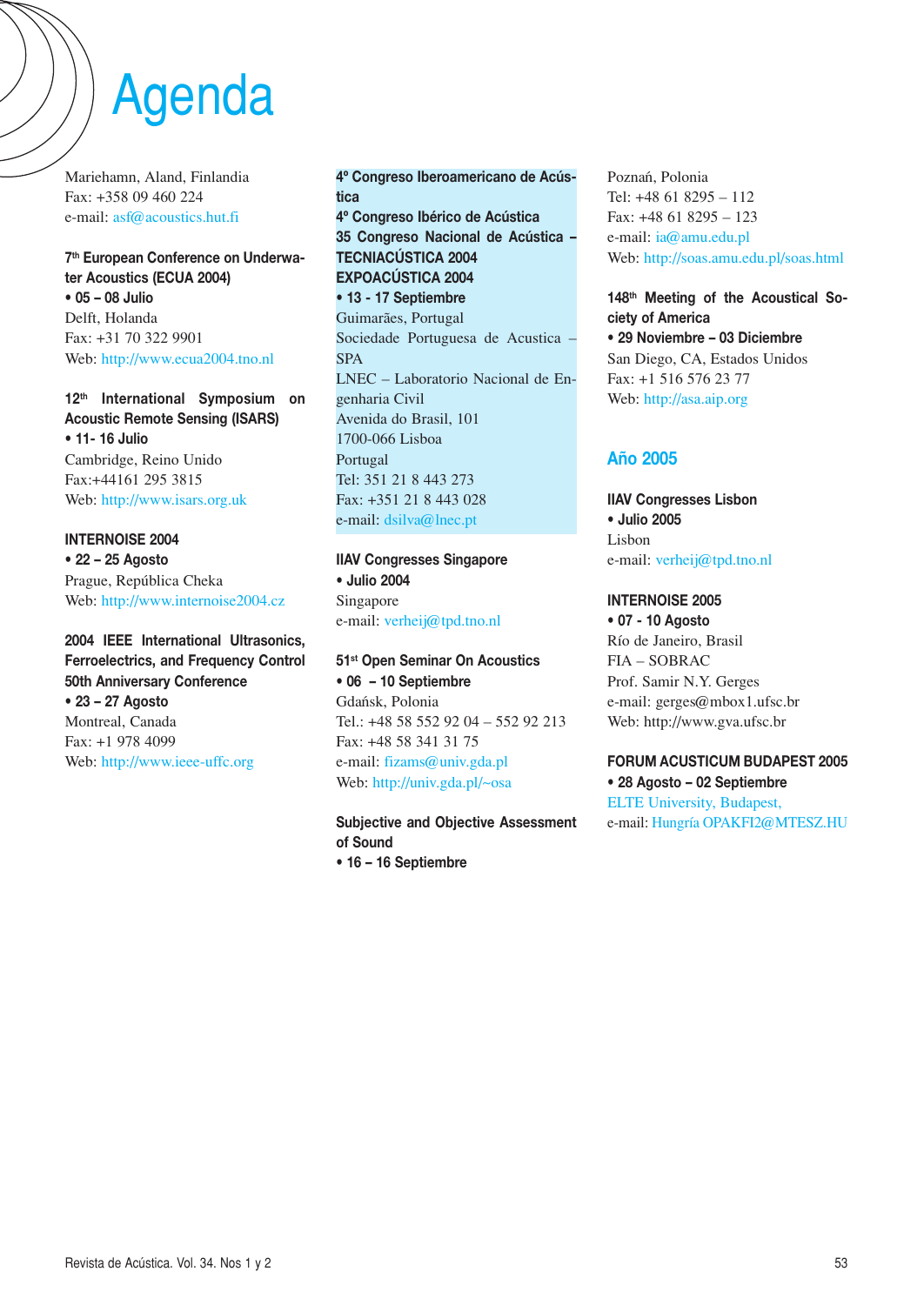# Agenda

Mariehamn, Aland, Finlandia
Fax: +358 09 460 224
e-mail: asf@acoustics.hut.fi

**7th European Conference on Underwater Acoustics (ECUA 2004)**
**• 05 – 08 Julio**
Delft, Holanda
Fax: +31 70 322 9901
Web: http://www.ecua2004.tno.nl

**12th International Symposium on Acoustic Remote Sensing (ISARS)**
**• 11- 16 Julio**
Cambridge, Reino Unido
Fax:+44161 295 3815
Web: http://www.isars.org.uk

**INTERNOISE 2004**
**• 22 – 25 Agosto**
Prague, República Cheka
Web: http://www.internoise2004.cz

**2004 IEEE International Ultrasonics, Ferroelectrics, and Frequency Control 50th Anniversary Conference**
**• 23 – 27 Agosto**
Montreal, Canada
Fax: +1 978 4099
Web: http://www.ieee-uffc.org

**4º Congreso Iberoamericano de Acústica**
**4º Congreso Ibérico de Acústica**
**35 Congreso Nacional de Acústica – TECNIACÚSTICA 2004**
**EXPOACÚSTICA 2004**
**• 13 - 17 Septiembre**
Guimarães, Portugal
Sociedade Portuguesa de Acustica – SPA
LNEC – Laboratorio Nacional de Engenharia Civil
Avenida do Brasil, 101
1700-066 Lisboa
Portugal
Tel: 351 21 8 443 273
Fax: +351 21 8 443 028
e-mail: dsilva@lnec.pt

**IIAV Congresses Singapore**
**• Julio 2004**
Singapore
e-mail: verheij@tpd.tno.nl

**51st Open Seminar On Acoustics**
**• 06 – 10 Septiembre**
Gdańsk, Polonia
Tel.: +48 58 552 92 04 – 552 92 213
Fax: +48 58 341 31 75
e-mail: fizams@univ.gda.pl
Web: http://univ.gda.pl/~osa

**Subjective and Objective Assessment of Sound**
**• 16 – 16 Septiembre**
Poznań, Polonia
Tel: +48 61 8295 – 112
Fax: +48 61 8295 – 123
e-mail: ia@amu.edu.pl
Web: http://soas.amu.edu.pl/soas.html

**148th Meeting of the Acoustical Society of America**
**• 29 Noviembre – 03 Diciembre**
San Diego, CA, Estados Unidos
Fax: +1 516 576 23 77
Web: http://asa.aip.org

## Año 2005

**IIAV Congresses Lisbon**
**• Julio 2005**
Lisbon
e-mail: verheij@tpd.tno.nl

**INTERNOISE 2005**
**• 07 - 10 Agosto**
Río de Janeiro, Brasil
FIA – SOBRAC
Prof. Samir N.Y. Gerges
e-mail: gerges@mbox1.ufsc.br
Web: http://www.gva.ufsc.br

**FORUM ACUSTICUM BUDAPEST 2005**
**• 28 Agosto – 02 Septiembre**
ELTE University, Budapest,
e-mail: Hungría OPAKFI2@MTESZ.HU